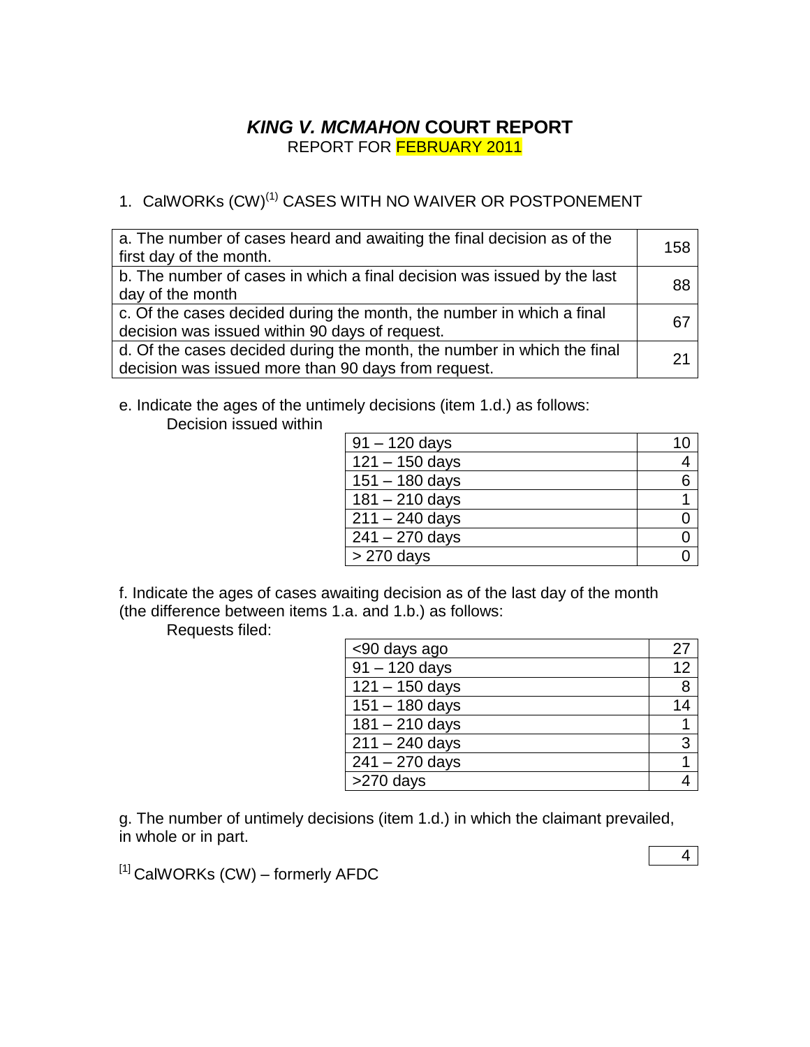# ***KING V. MCMAHON* COURT REPORT**

REPORT FOR FEBRUARY 2011

1. CalWORKs (CW)[1] CASES WITH NO WAIVER OR POSTPONEMENT

| | |
|---|---|
| a. The number of cases heard and awaiting the final decision as of the first day of the month. | 158 |
| b. The number of cases in which a final decision was issued by the last day of the month | 88 |
| c. Of the cases decided during the month, the number in which a final decision was issued within 90 days of request. | 67 |
| d. Of the cases decided during the month, the number in which the final decision was issued more than 90 days from request. | 21 |

e. Indicate the ages of the untimely decisions (item 1.d.) as follows:

Decision issued within

| | |
|---|---|
| 91 – 120 days | 10 |
| 121 – 150 days | 4 |
| 151 – 180 days | 6 |
| 181 – 210 days | 1 |
| 211 – 240 days | 0 |
| 241 – 270 days | 0 |
| > 270 days | 0 |

f. Indicate the ages of cases awaiting decision as of the last day of the month (the difference between items 1.a. and 1.b.) as follows:

Requests filed:

| | |
|---|---|
| <90 days ago | 27 |
| 91 – 120 days | 12 |
| 121 – 150 days | 8 |
| 151 – 180 days | 14 |
| 181 – 210 days | 1 |
| 211 – 240 days | 3 |
| 241 – 270 days | 1 |
| >270 days | 4 |

g. The number of untimely decisions (item 1.d.) in which the claimant prevailed, in whole or in part.

| |
|---|
| 4 |

[1] CalWORKs (CW) – formerly AFDC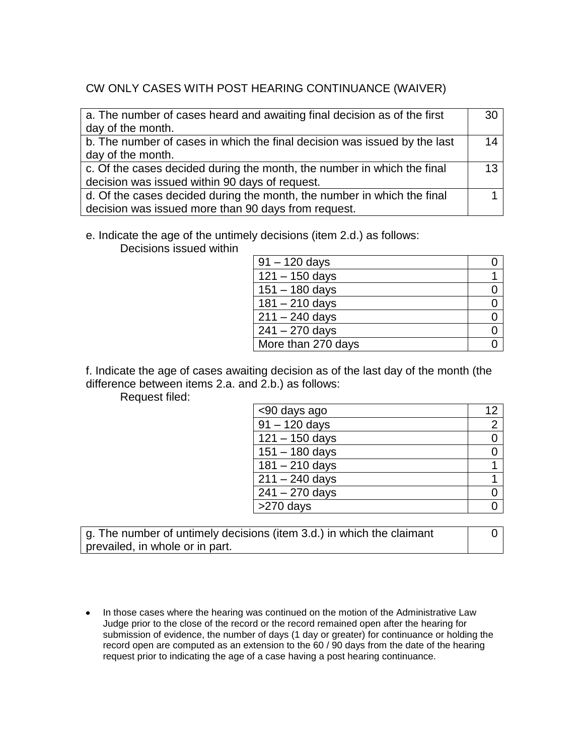CW ONLY CASES WITH POST HEARING CONTINUANCE (WAIVER)

| | |
|---|---|
| a. The number of cases heard and awaiting final decision as of the first day of the month. | 30 |
| b. The number of cases in which the final decision was issued by the last day of the month. | 14 |
| c. Of the cases decided during the month, the number in which the final decision was issued within 90 days of request. | 13 |
| d. Of the cases decided during the month, the number in which the final decision was issued more than 90 days from request. | 1 |

e. Indicate the age of the untimely decisions (item 2.d.) as follows:

Decisions issued within

| | |
|---|---|
| 91 – 120 days | 0 |
| 121 – 150 days | 1 |
| 151 – 180 days | 0 |
| 181 – 210 days | 0 |
| 211 – 240 days | 0 |
| 241 – 270 days | 0 |
| More than 270 days | 0 |

f. Indicate the age of cases awaiting decision as of the last day of the month (the difference between items 2.a. and 2.b.) as follows:

Request filed:

| | |
|---|---|
| <90 days ago | 12 |
| 91 – 120 days | 2 |
| 121 – 150 days | 0 |
| 151 – 180 days | 0 |
| 181 – 210 days | 1 |
| 211 – 240 days | 1 |
| 241 – 270 days | 0 |
| >270 days | 0 |

| | |
|---|---|
| g. The number of untimely decisions (item 3.d.) in which the claimant prevailed, in whole or in part. | 0 |

- In those cases where the hearing was continued on the motion of the Administrative Law Judge prior to the close of the record or the record remained open after the hearing for submission of evidence, the number of days (1 day or greater) for continuance or holding the record open are computed as an extension to the 60 / 90 days from the date of the hearing request prior to indicating the age of a case having a post hearing continuance.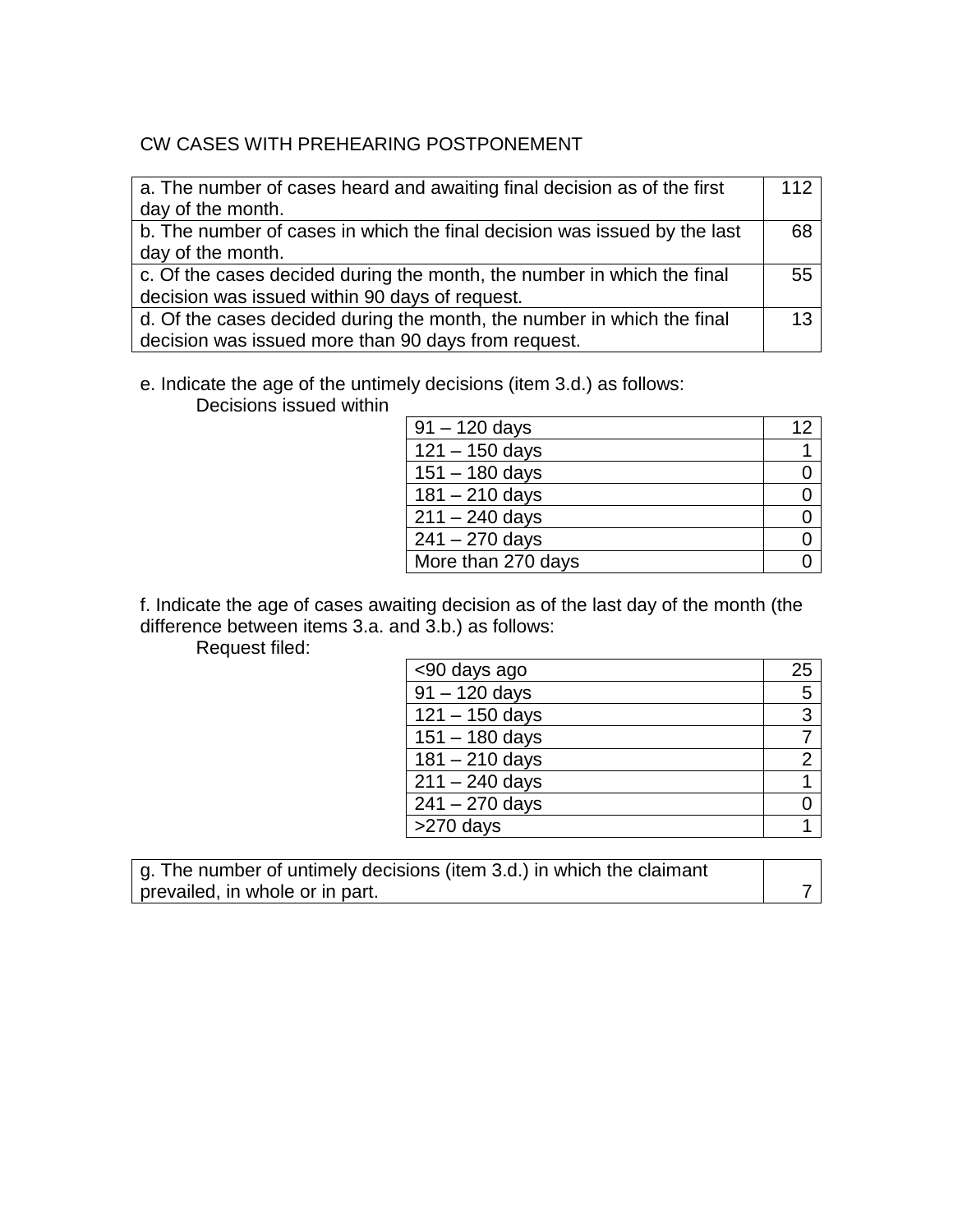CW CASES WITH PREHEARING POSTPONEMENT

| | |
|---|---|
| a. The number of cases heard and awaiting final decision as of the first day of the month. | 112 |
| b. The number of cases in which the final decision was issued by the last day of the month. | 68 |
| c. Of the cases decided during the month, the number in which the final decision was issued within 90 days of request. | 55 |
| d. Of the cases decided during the month, the number in which the final decision was issued more than 90 days from request. | 13 |

e. Indicate the age of the untimely decisions (item 3.d.) as follows:
Decisions issued within

| | |
|---|---|
| 91 – 120 days | 12 |
| 121 – 150 days | 1 |
| 151 – 180 days | 0 |
| 181 – 210 days | 0 |
| 211 – 240 days | 0 |
| 241 – 270 days | 0 |
| More than 270 days | 0 |

f. Indicate the age of cases awaiting decision as of the last day of the month (the difference between items 3.a. and 3.b.) as follows:
Request filed:

| | |
|---|---|
| <90 days ago | 25 |
| 91 – 120 days | 5 |
| 121 – 150 days | 3 |
| 151 – 180 days | 7 |
| 181 – 210 days | 2 |
| 211 – 240 days | 1 |
| 241 – 270 days | 0 |
| >270 days | 1 |

| | |
|---|---|
| g. The number of untimely decisions (item 3.d.) in which the claimant prevailed, in whole or in part. | 7 |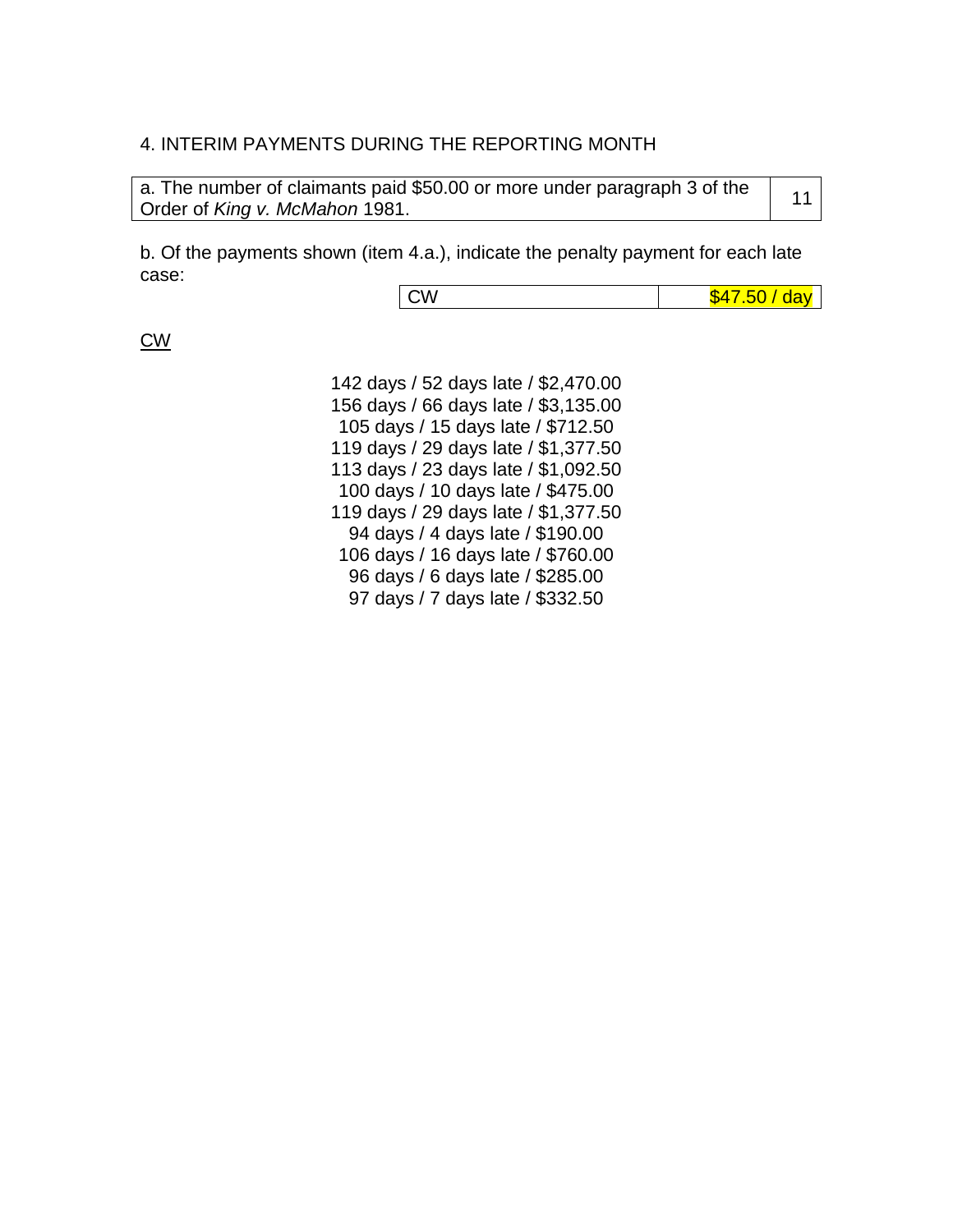4. INTERIM PAYMENTS DURING THE REPORTING MONTH

| | |
|---|---|
| a. The number of claimants paid $50.00 or more under paragraph 3 of the Order of *King v. McMahon* 1981. | 11 |

b. Of the payments shown (item 4.a.), indicate the penalty payment for each late case:

| | |
|---|---|
| CW | $47.50 / day |

CW

142 days / 52 days late / $2,470.00
156 days / 66 days late / $3,135.00
105 days / 15 days late / $712.50
119 days / 29 days late / $1,377.50
113 days / 23 days late / $1,092.50
100 days / 10 days late / $475.00
119 days / 29 days late / $1,377.50
94 days / 4 days late / $190.00
106 days / 16 days late / $760.00
96 days / 6 days late / $285.00
97 days / 7 days late / $332.50